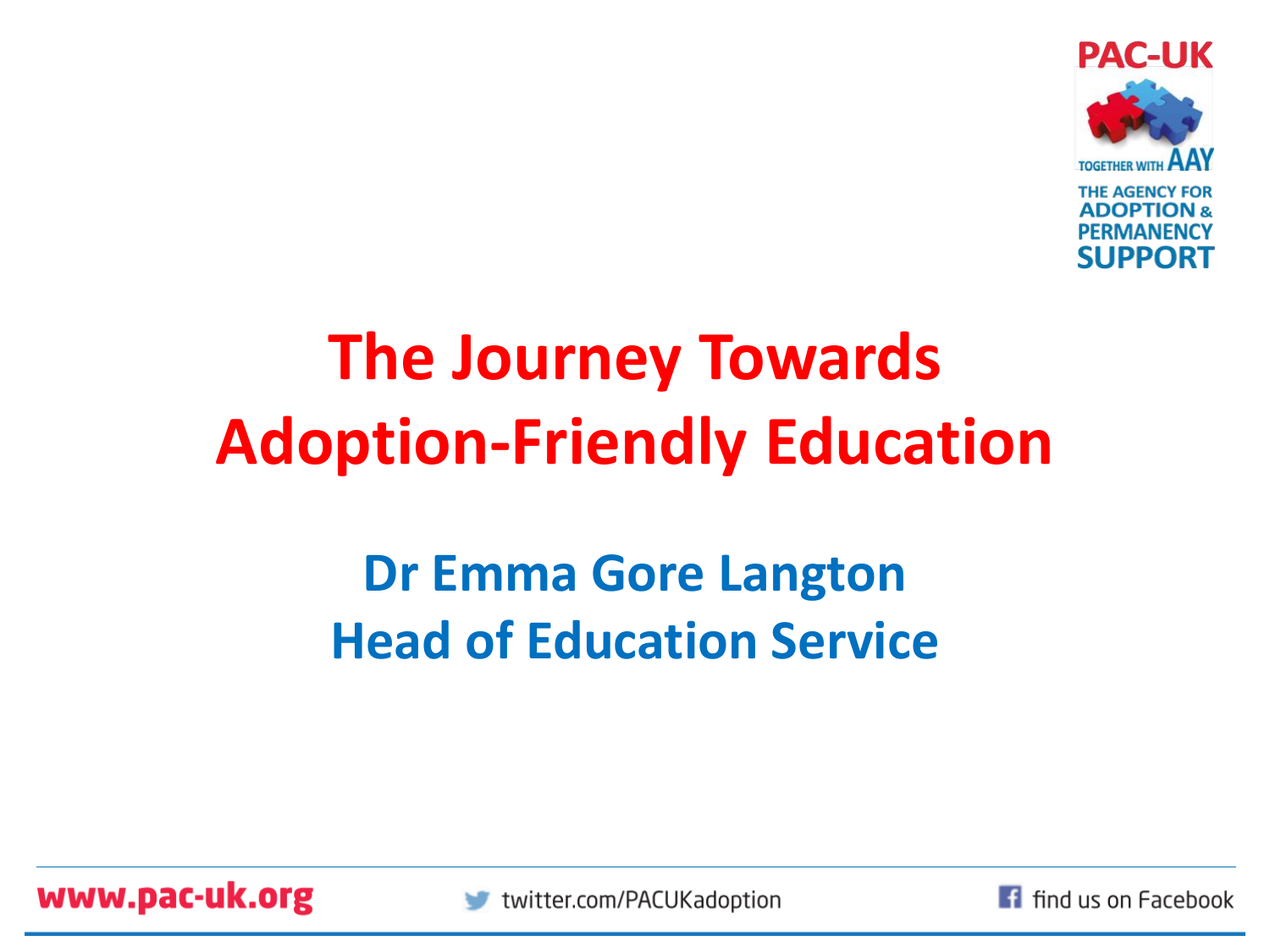PAC-UK

TOGETHER WITH AAY

THE AGENCY FOR ADOPTION & PERMANENCY SUPPORT

# The Journey Towards Adoption-Friendly Education

## Dr Emma Gore Langton
## Head of Education Service

www.pac-uk.org

twitter.com/PACUKadoption

find us on Facebook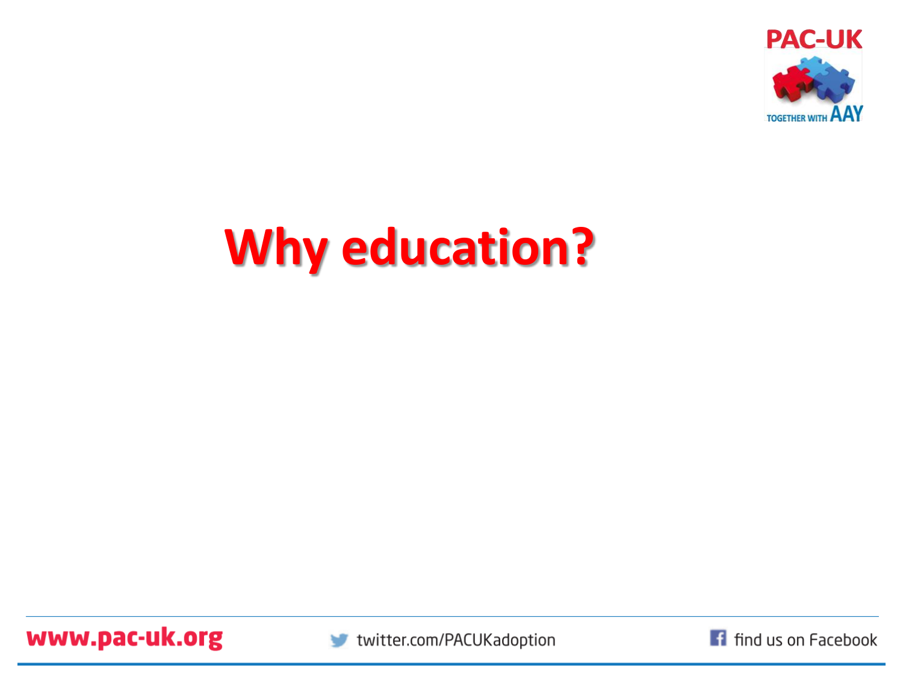# Why education?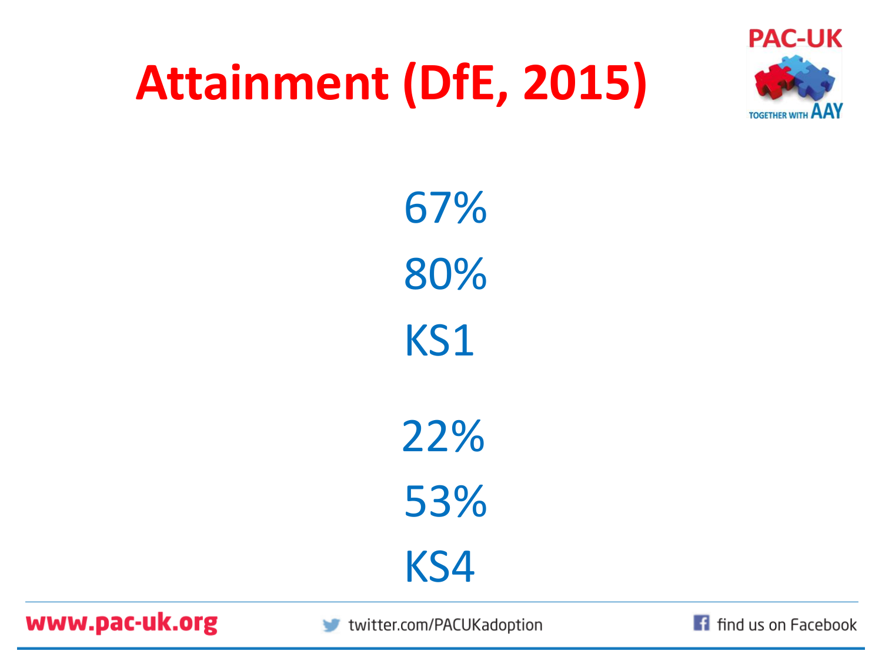# Attainment (DfE, 2015)

67%

80%

KS1

22%

53%

KS4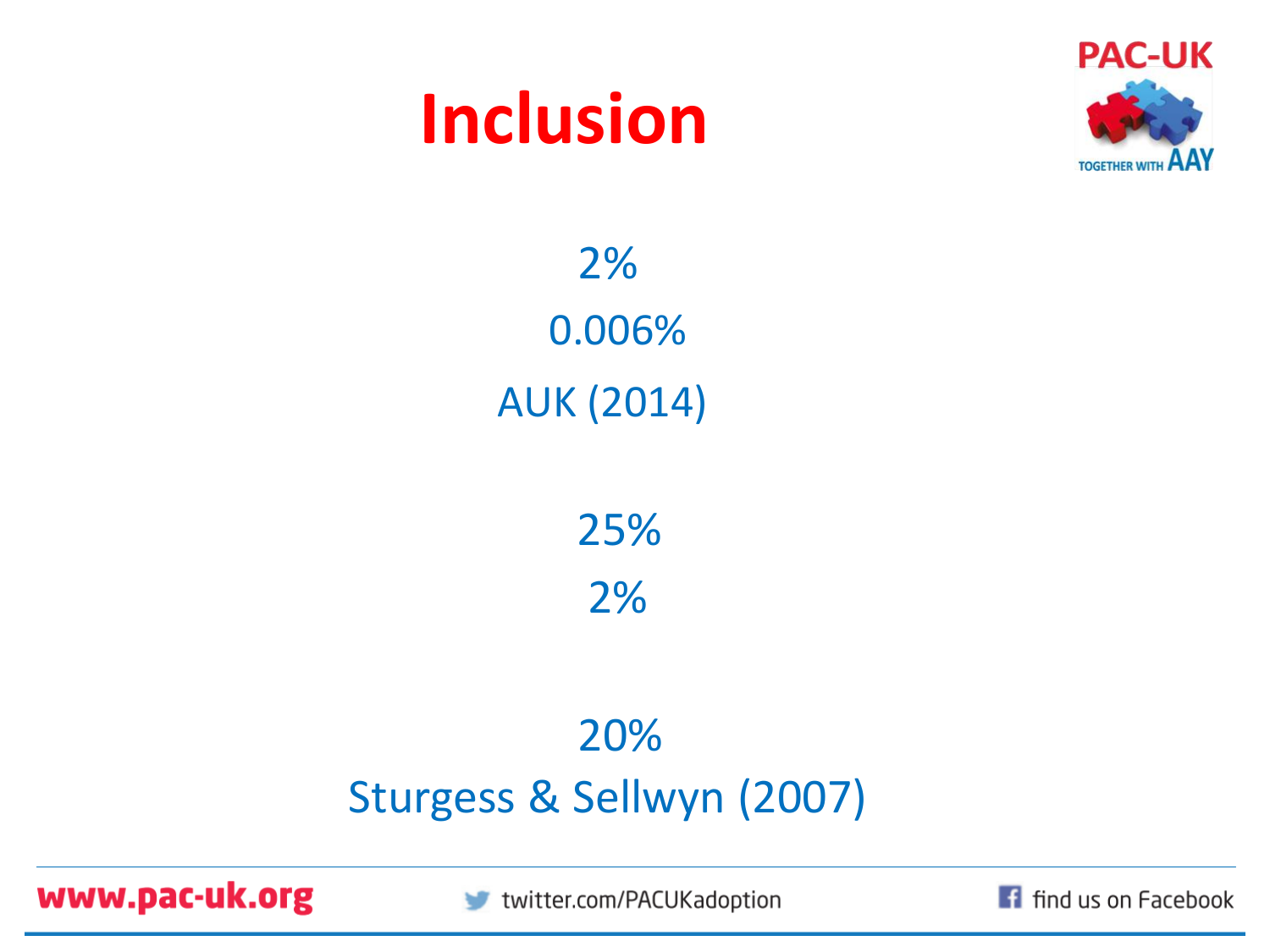# Inclusion

2%

0.006%

AUK (2014)

25%

2%

20%

Sturgess & Sellwyn (2007)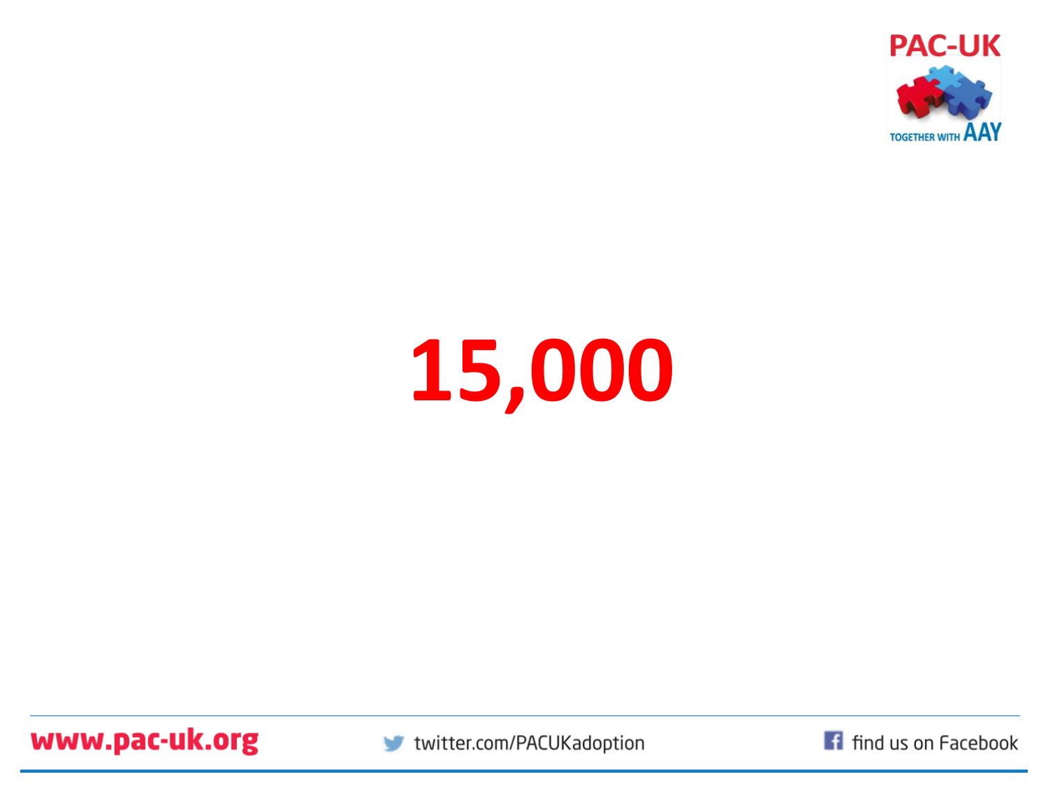# 15,000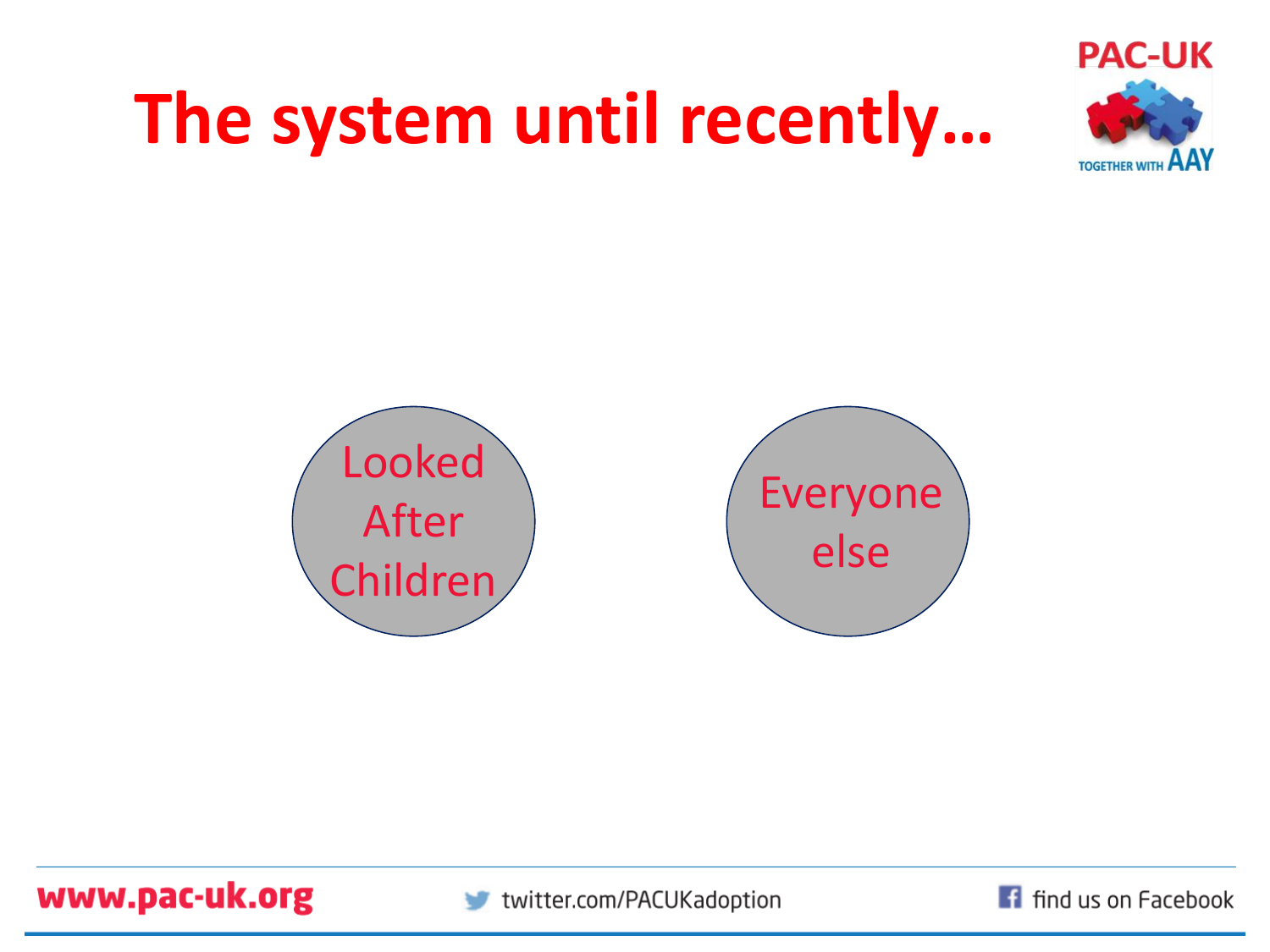# The system until recently…

Looked After Children

Everyone else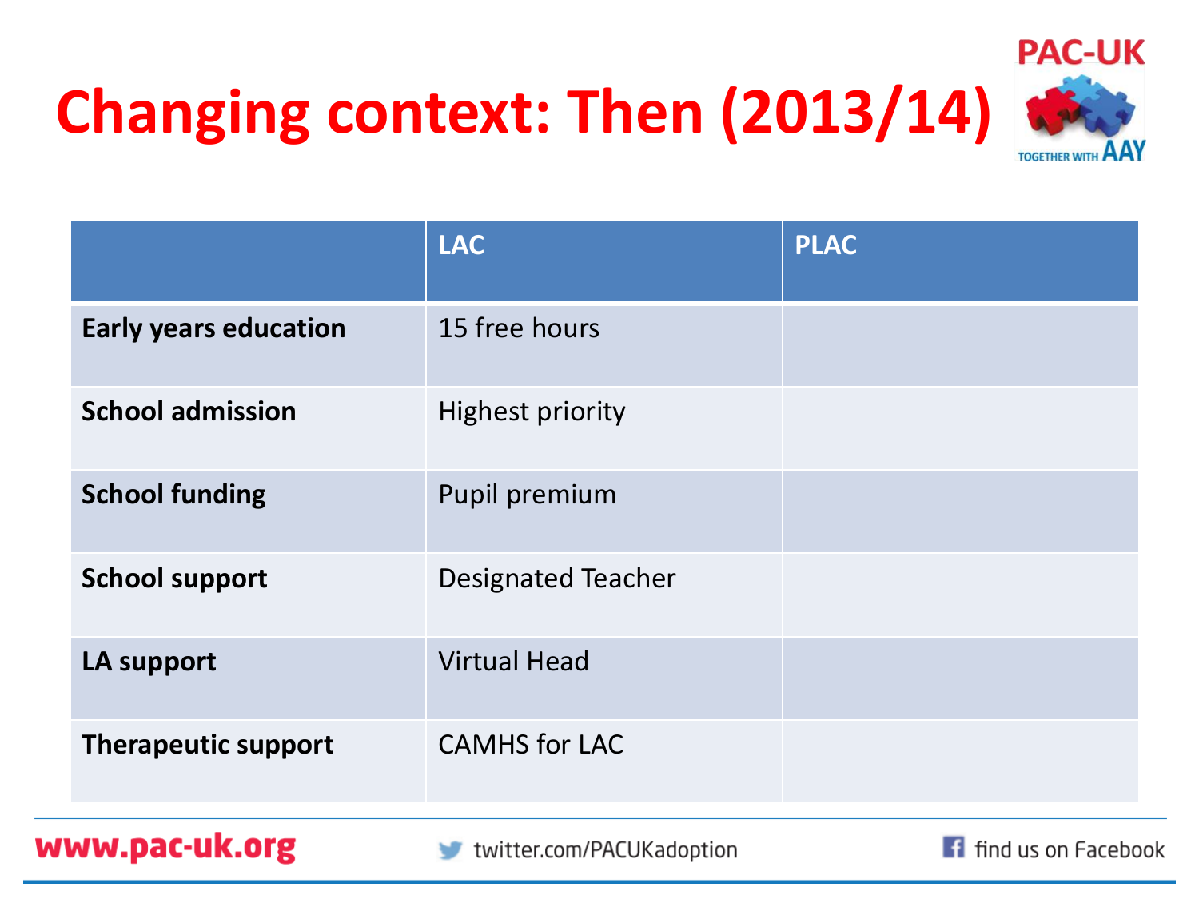# Changing context: Then (2013/14)

| | LAC | PLAC |
|---|---|---|
| **Early years education** | 15 free hours | |
| **School admission** | Highest priority | |
| **School funding** | Pupil premium | |
| **School support** | Designated Teacher | |
| **LA support** | Virtual Head | |
| **Therapeutic support** | CAMHS for LAC | |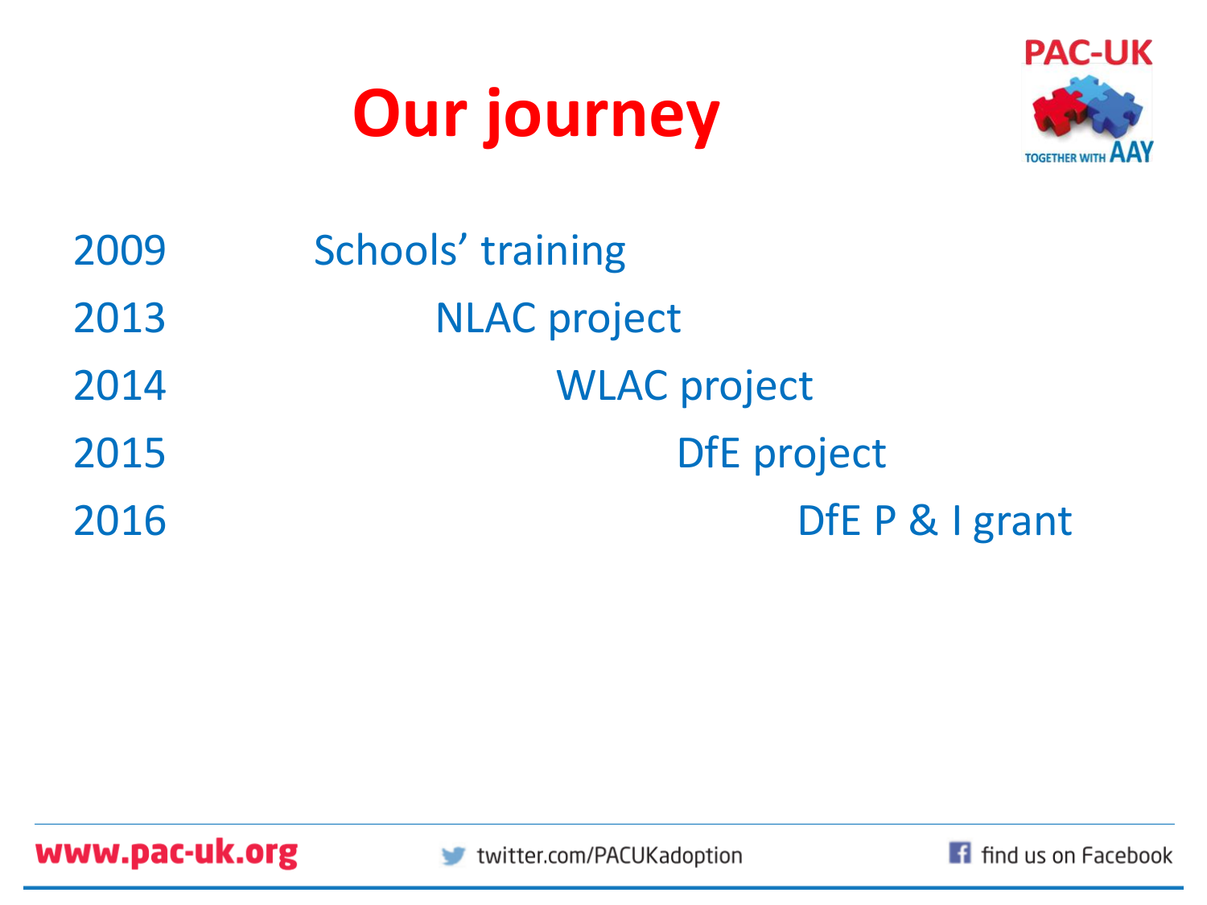# Our journey

| | |
|---|---|
| 2009 | Schools’ training |
| 2013 | NLAC project |
| 2014 | WLAC project |
| 2015 | DfE project |
| 2016 | DfE P & I grant |

www.pac-uk.org    twitter.com/PACUKadoption    find us on Facebook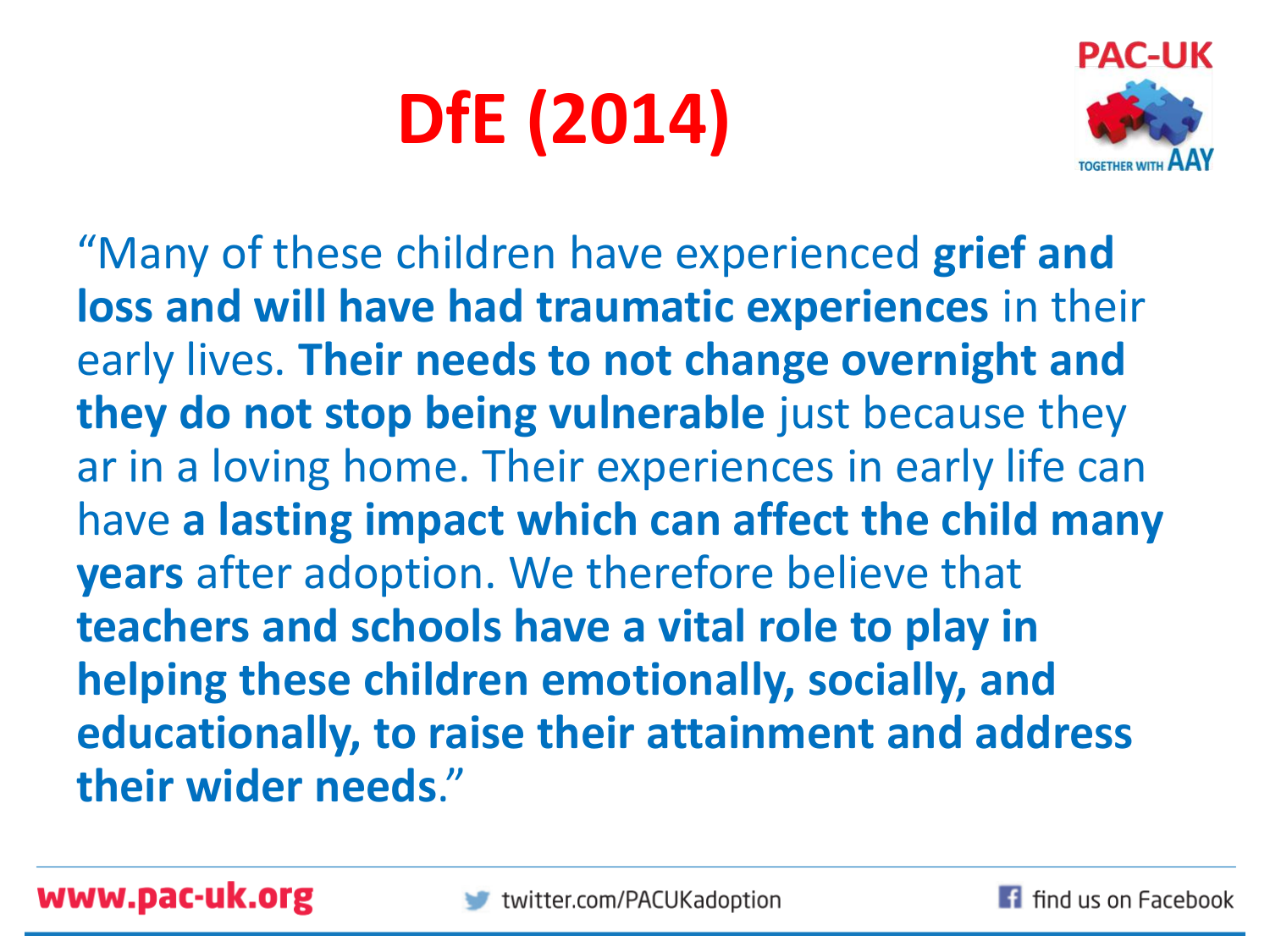# DfE (2014)

"Many of these children have experienced **grief and loss and will have had traumatic experiences** in their early lives. **Their needs to not change overnight and they do not stop being vulnerable** just because they ar in a loving home. Their experiences in early life can have **a lasting impact which can affect the child many years** after adoption. We therefore believe that **teachers and schools have a vital role to play in helping these children emotionally, socially, and educationally, to raise their attainment and address their wider needs**."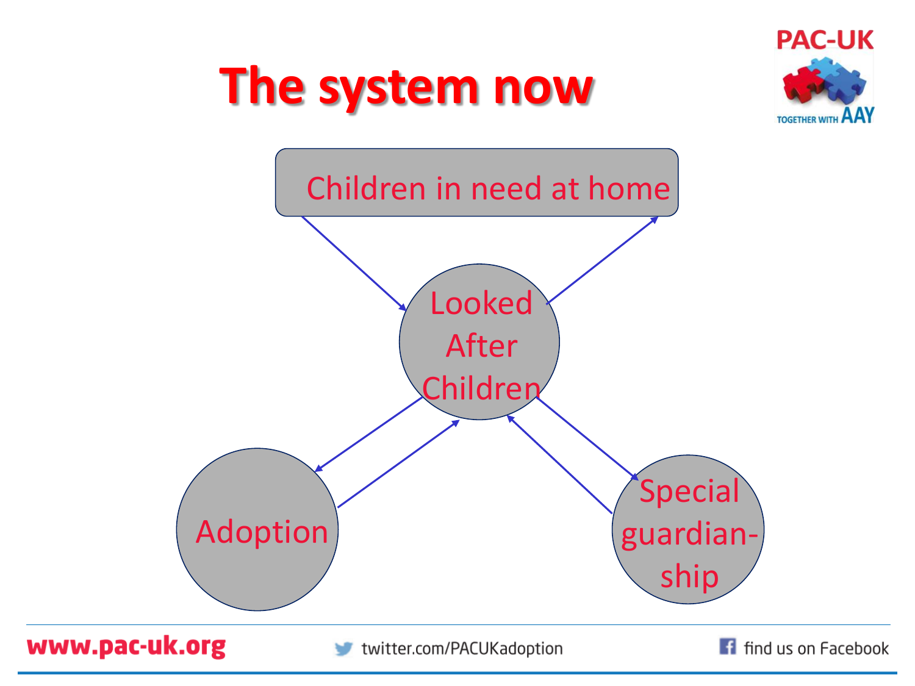# The system now

Children in need at home

Looked After Children

Adoption

Special guardian-ship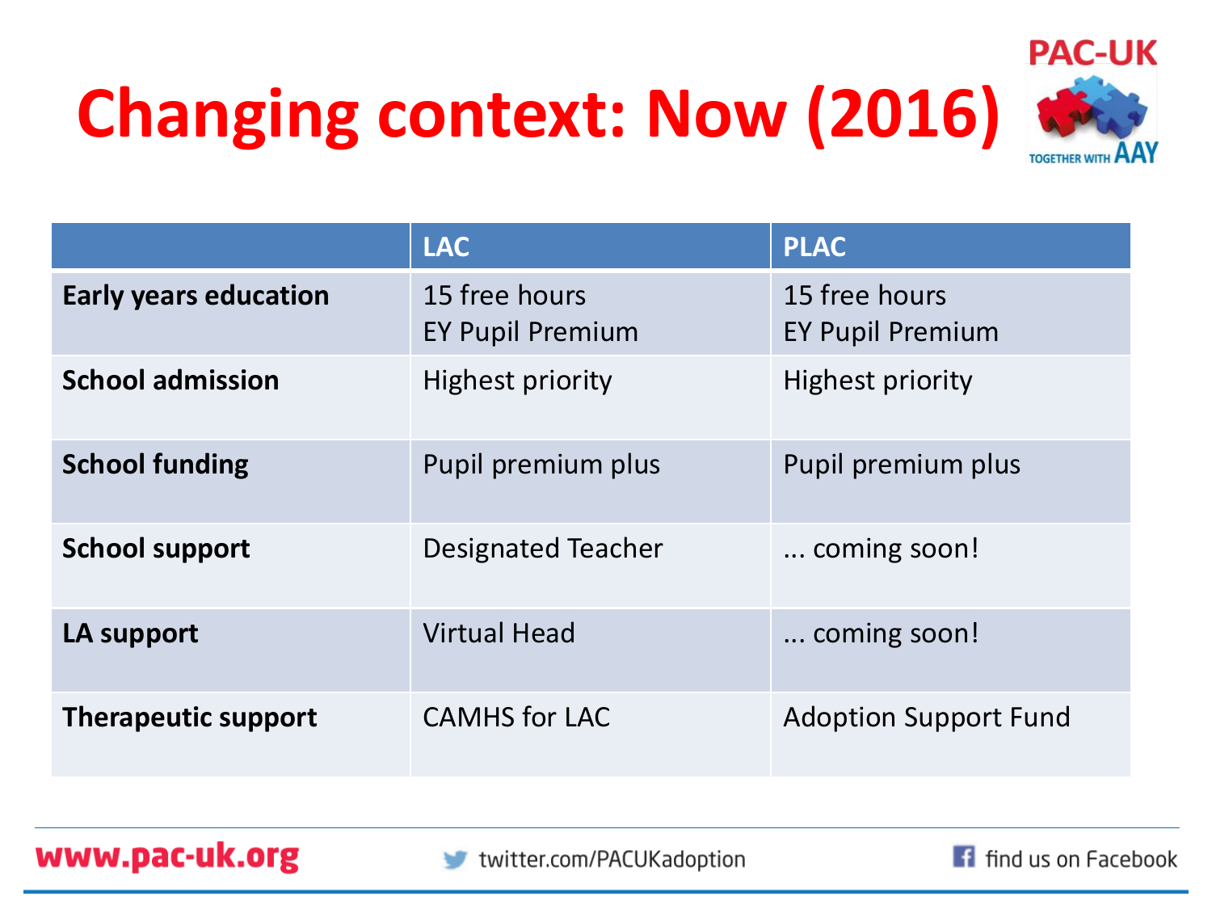# Changing context: Now (2016)

| | LAC | PLAC |
|---|---|---|
| **Early years education** | 15 free hours<br>EY Pupil Premium | 15 free hours<br>EY Pupil Premium |
| **School admission** | Highest priority | Highest priority |
| **School funding** | Pupil premium plus | Pupil premium plus |
| **School support** | Designated Teacher | ... coming soon! |
| **LA support** | Virtual Head | ... coming soon! |
| **Therapeutic support** | CAMHS for LAC | Adoption Support Fund |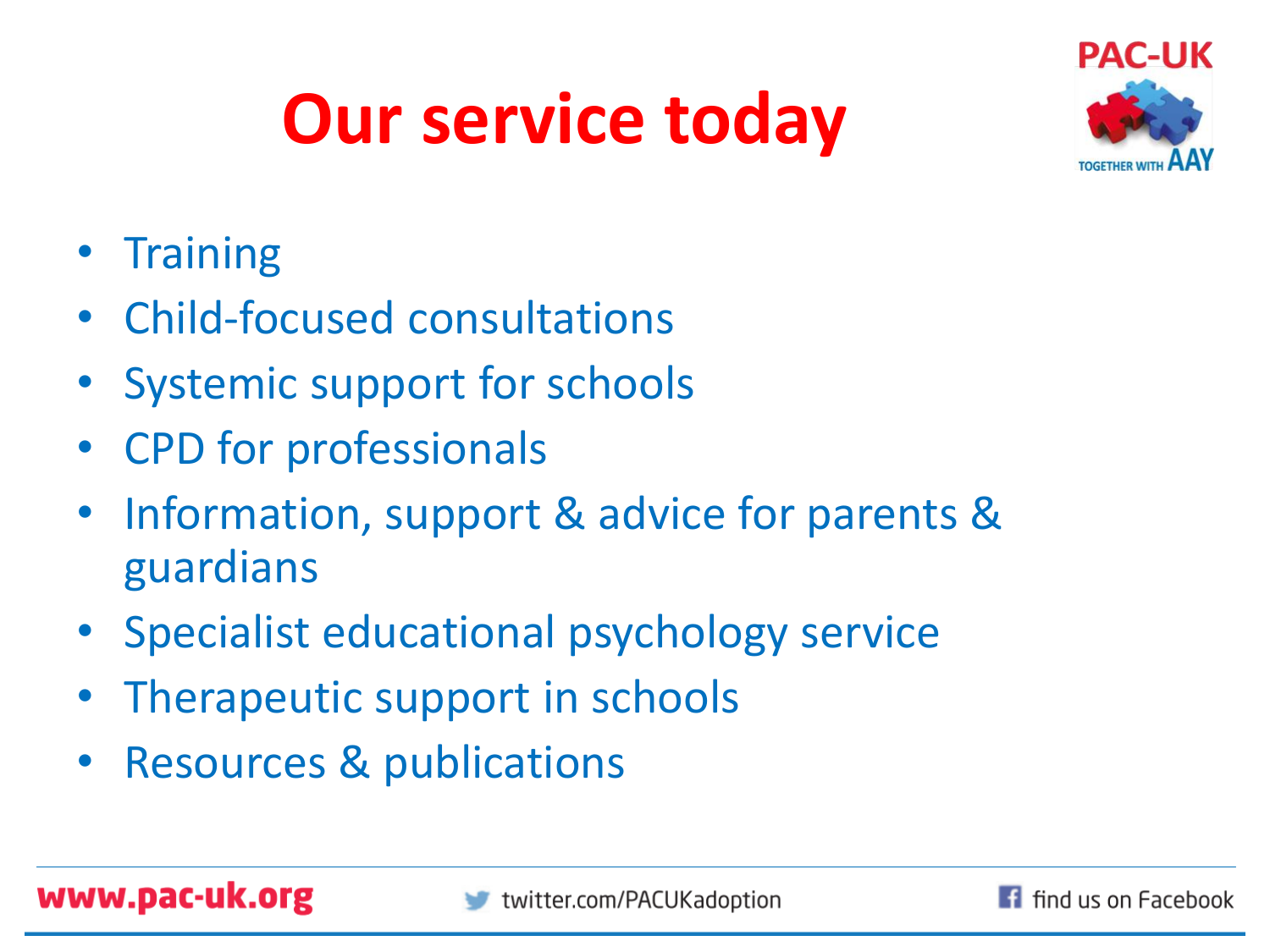# Our service today

- Training
- Child-focused consultations
- Systemic support for schools
- CPD for professionals
- Information, support & advice for parents & guardians
- Specialist educational psychology service
- Therapeutic support in schools
- Resources & publications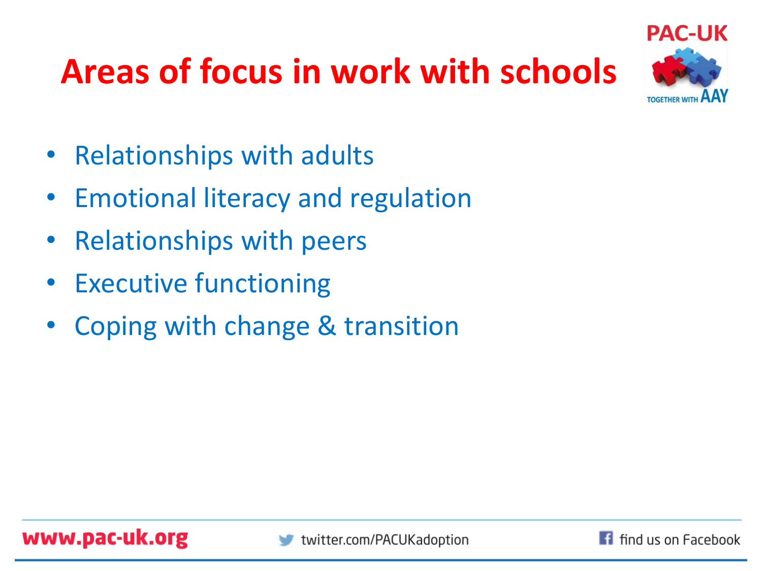# Areas of focus in work with schools

- Relationships with adults
- Emotional literacy and regulation
- Relationships with peers
- Executive functioning
- Coping with change & transition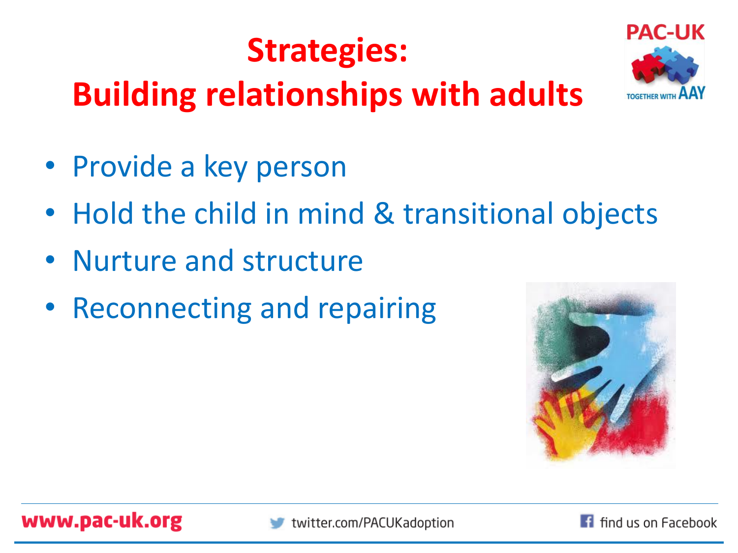# Strategies: Building relationships with adults

- Provide a key person
- Hold the child in mind & transitional objects
- Nurture and structure
- Reconnecting and repairing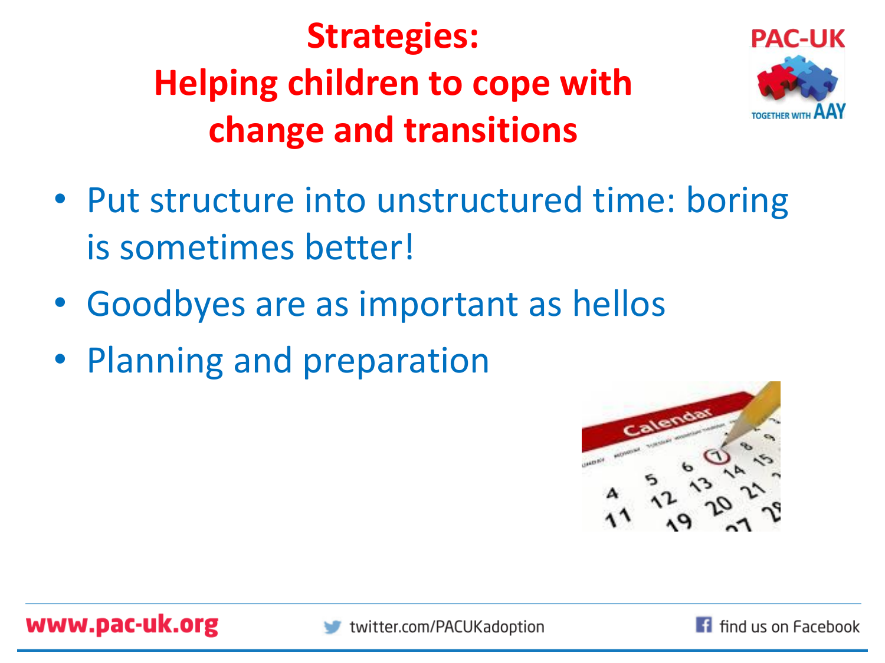# Strategies: Helping children to cope with change and transitions

- Put structure into unstructured time: boring is sometimes better!
- Goodbyes are as important as hellos
- Planning and preparation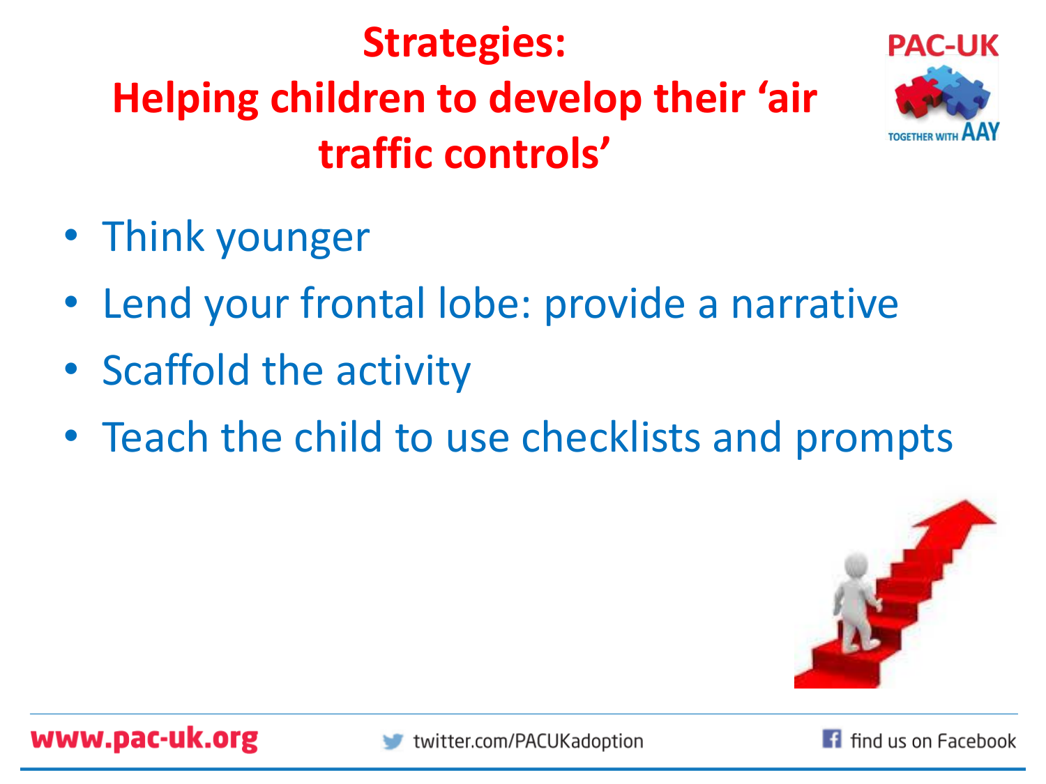# Strategies:
# Helping children to develop their 'air traffic controls'

- Think younger
- Lend your frontal lobe: provide a narrative
- Scaffold the activity
- Teach the child to use checklists and prompts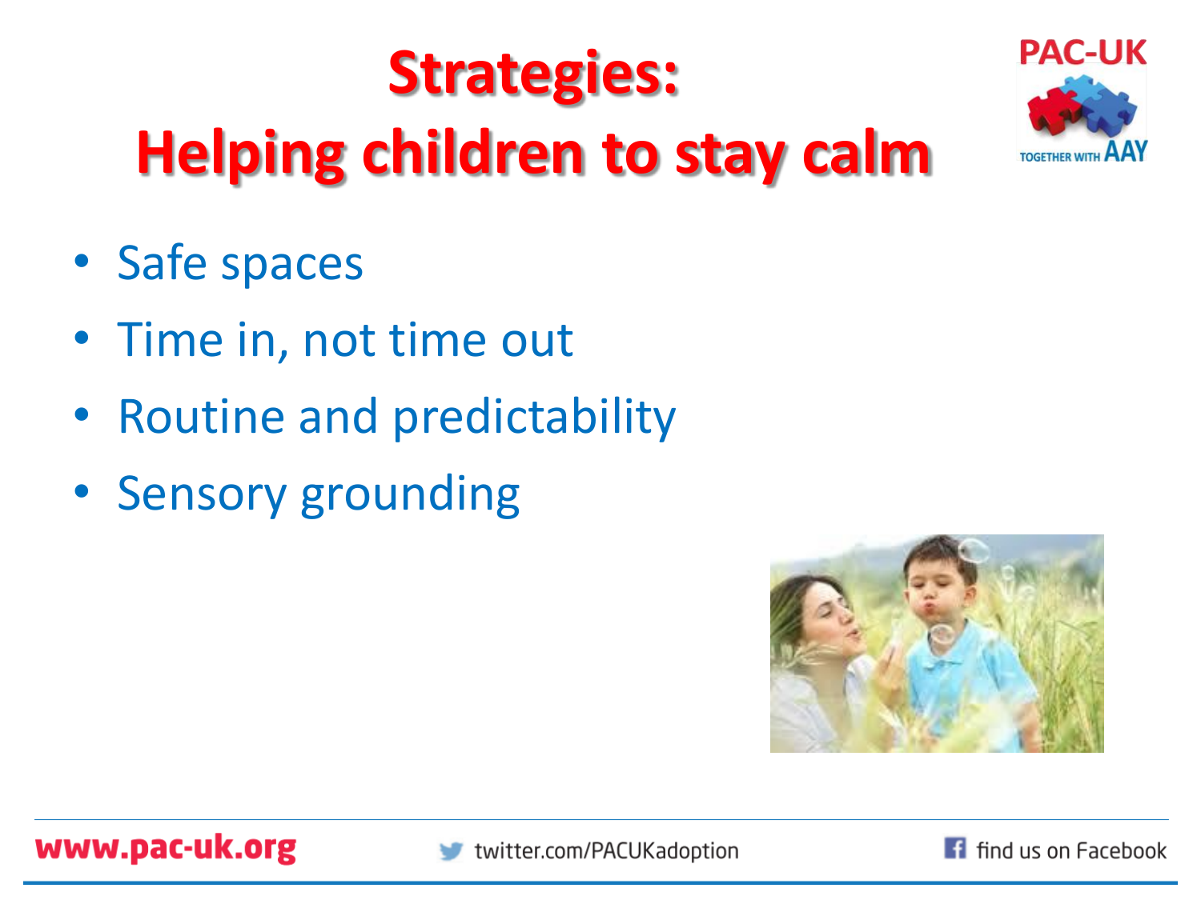# Strategies:
# Helping children to stay calm

- Safe spaces
- Time in, not time out
- Routine and predictability
- Sensory grounding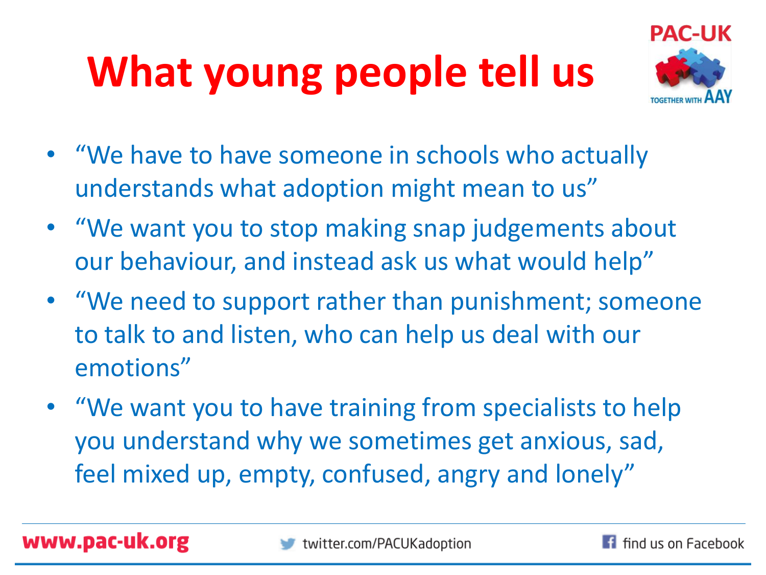# What young people tell us

- "We have to have someone in schools who actually understands what adoption might mean to us"
- "We want you to stop making snap judgements about our behaviour, and instead ask us what would help"
- "We need to support rather than punishment; someone to talk to and listen, who can help us deal with our emotions"
- "We want you to have training from specialists to help you understand why we sometimes get anxious, sad, feel mixed up, empty, confused, angry and lonely"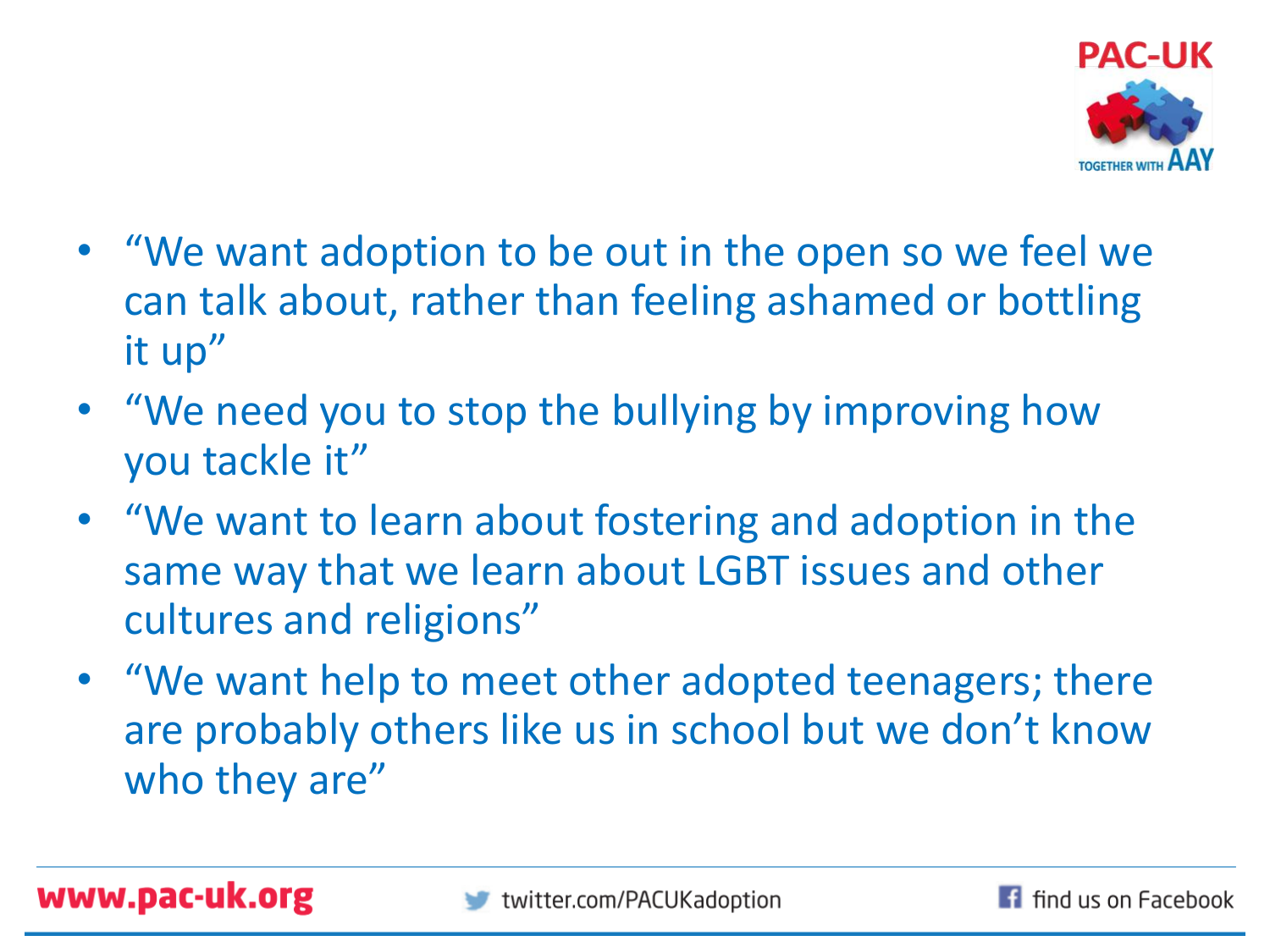- "We want adoption to be out in the open so we feel we can talk about, rather than feeling ashamed or bottling it up"
- "We need you to stop the bullying by improving how you tackle it"
- "We want to learn about fostering and adoption in the same way that we learn about LGBT issues and other cultures and religions"
- "We want help to meet other adopted teenagers; there are probably others like us in school but we don't know who they are"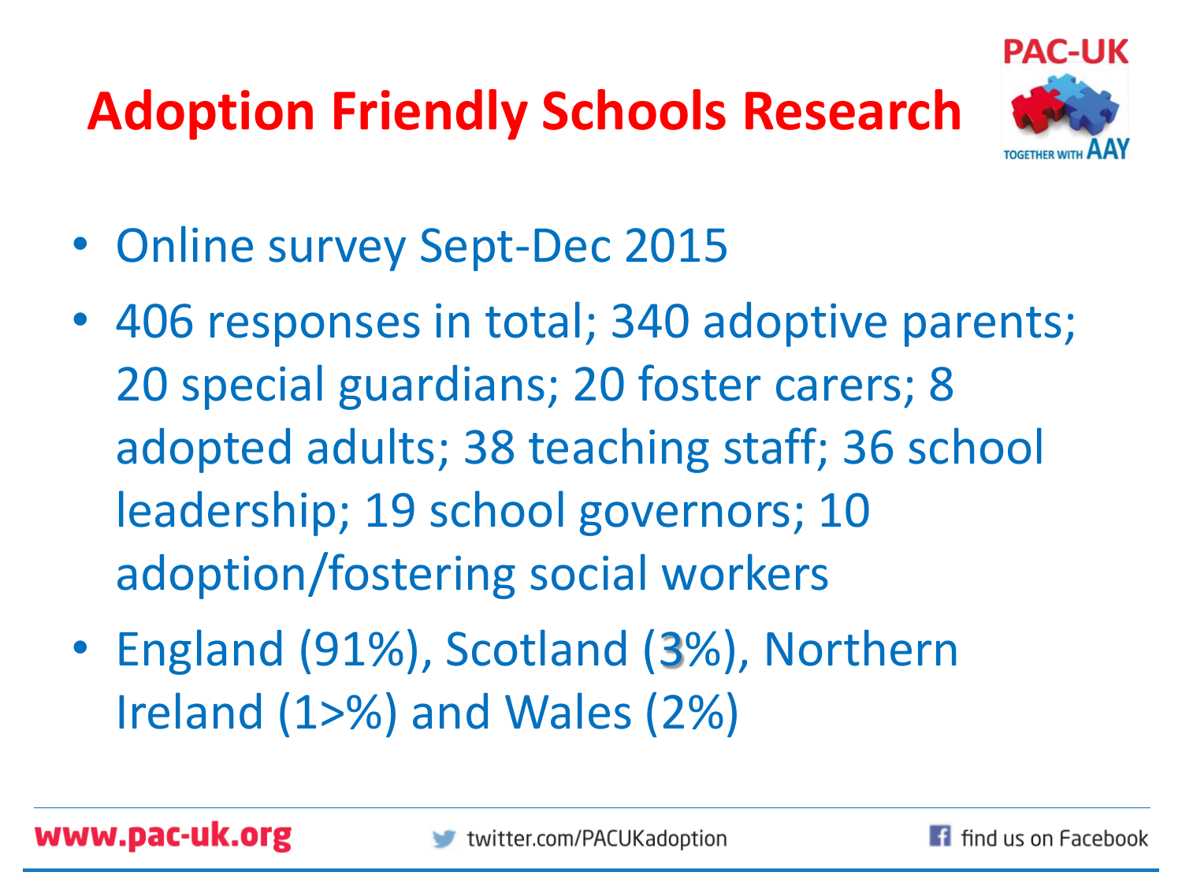# Adoption Friendly Schools Research

- Online survey Sept-Dec 2015
- 406 responses in total; 340 adoptive parents; 20 special guardians; 20 foster carers; 8 adopted adults; 38 teaching staff; 36 school leadership; 19 school governors; 10 adoption/fostering social workers
- England (91%), Scotland (3%), Northern Ireland (1>%) and Wales (2%)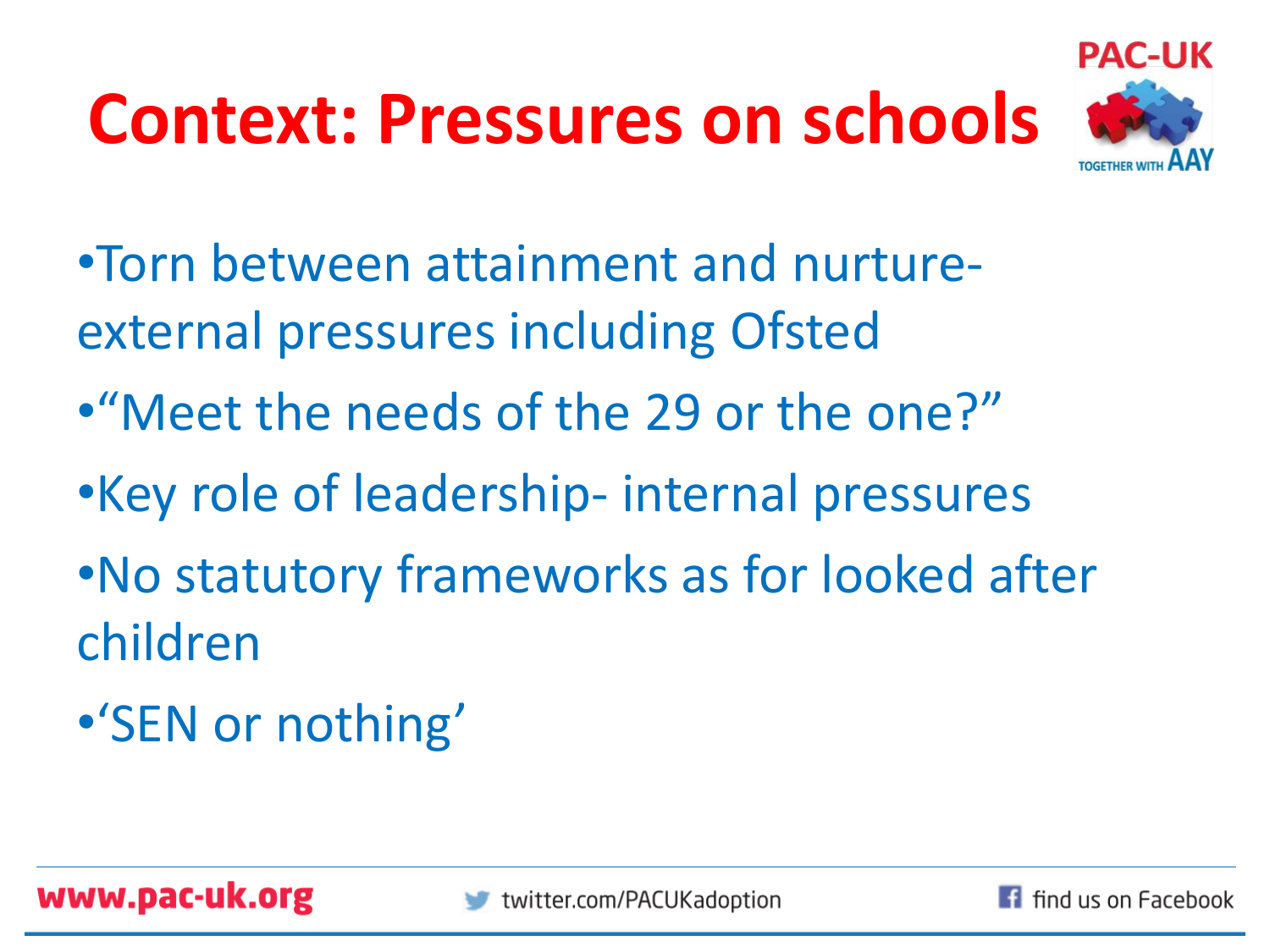# Context: Pressures on schools

- Torn between attainment and nurture- external pressures including Ofsted
- "Meet the needs of the 29 or the one?"
- Key role of leadership- internal pressures
- No statutory frameworks as for looked after children
- 'SEN or nothing'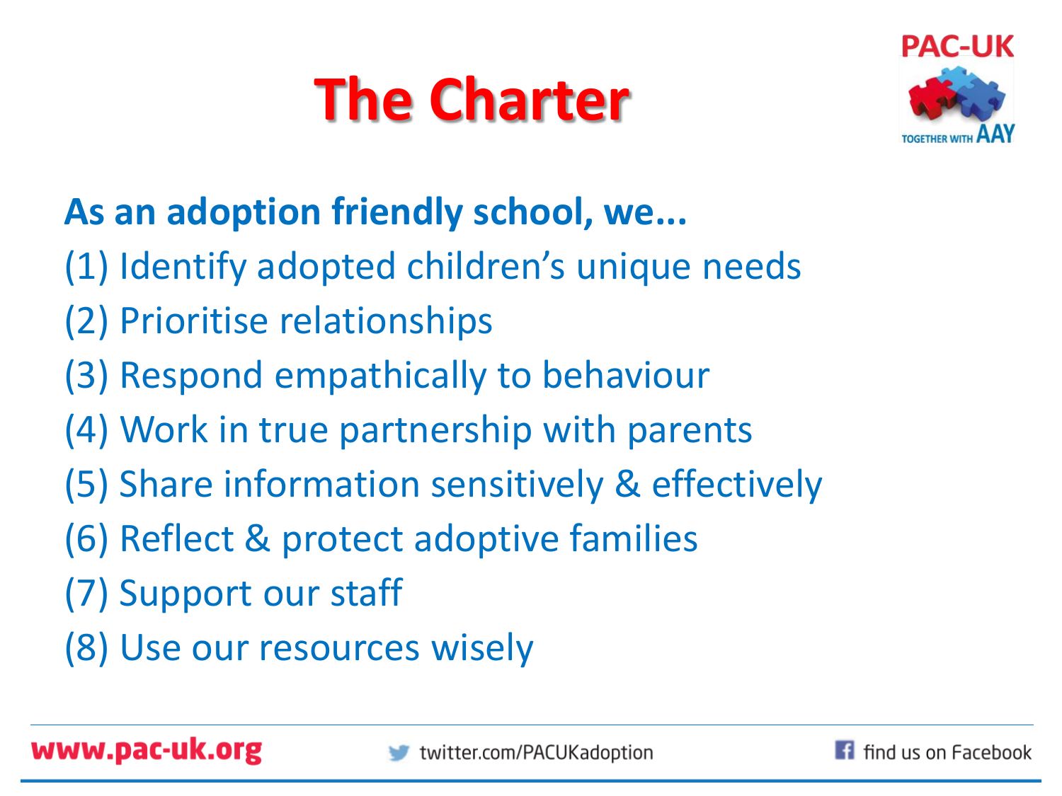# The Charter

**As an adoption friendly school, we...**

(1) Identify adopted children's unique needs

(2) Prioritise relationships

(3) Respond empathically to behaviour

(4) Work in true partnership with parents

(5) Share information sensitively & effectively

(6) Reflect & protect adoptive families

(7) Support our staff

(8) Use our resources wisely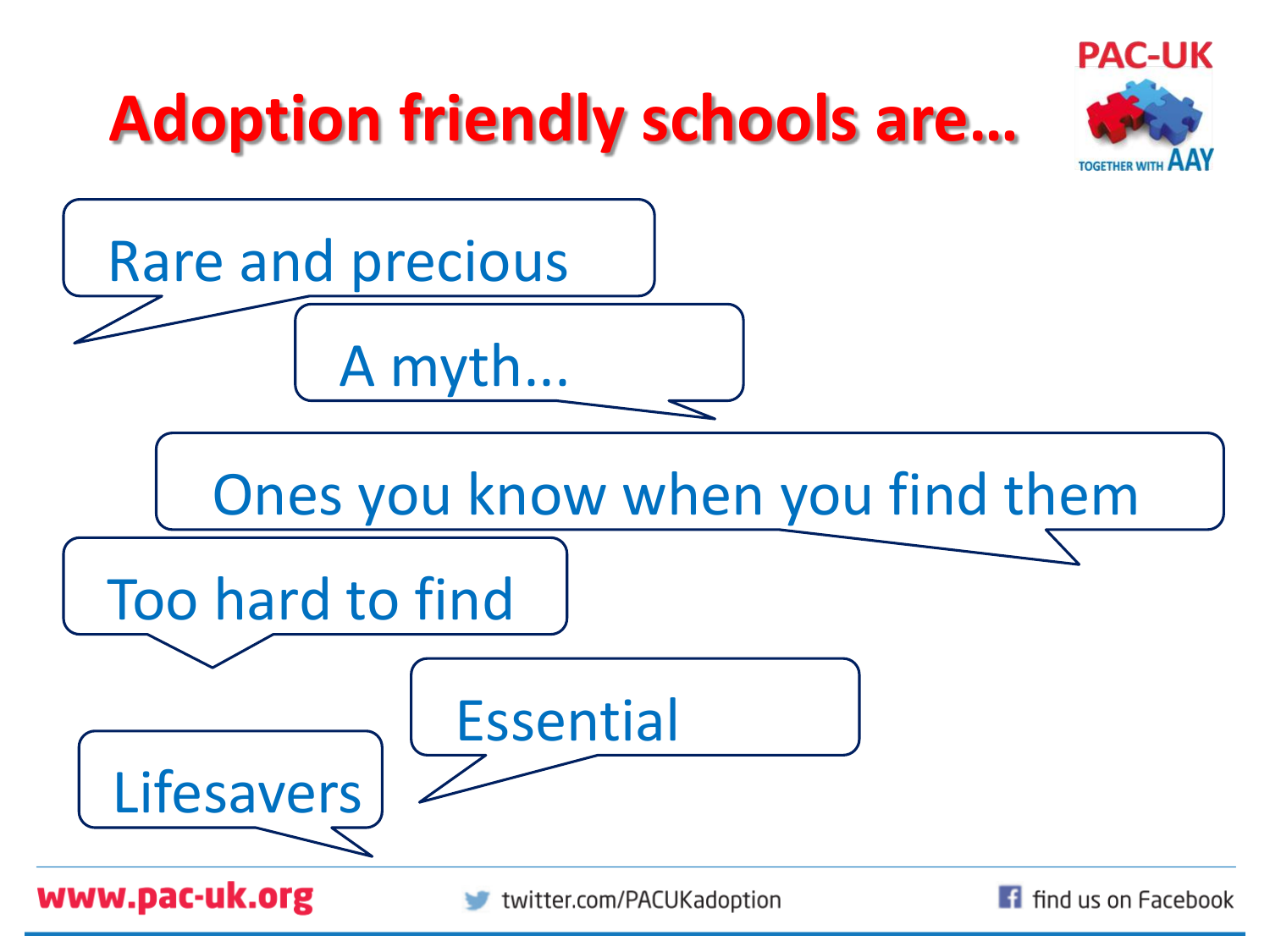# Adoption friendly schools are…

- Rare and precious
- A myth…
- Ones you know when you find them
- Too hard to find
- Essential
- Lifesavers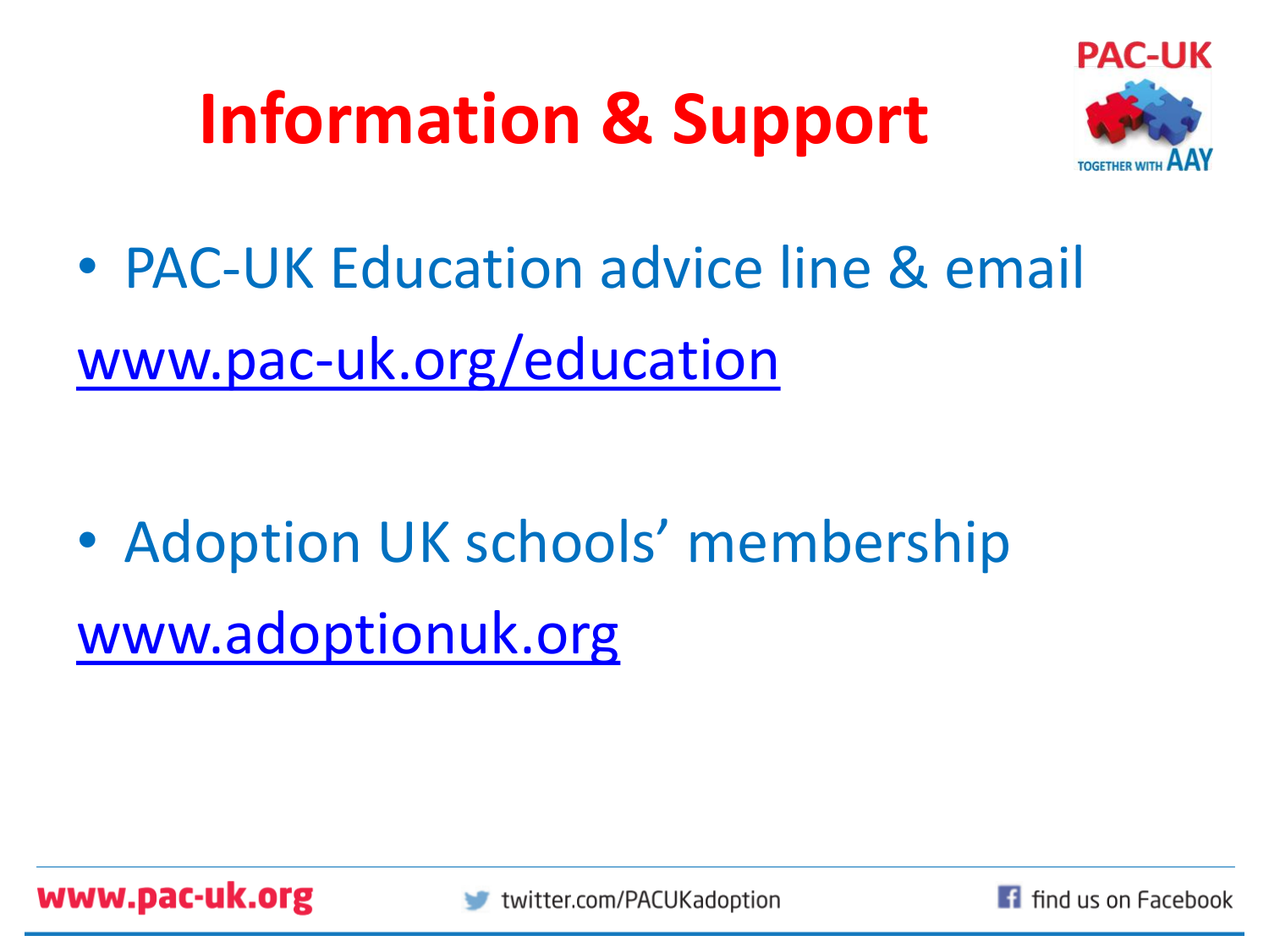# Information & Support

- PAC-UK Education advice line & email

www.pac-uk.org/education

- Adoption UK schools' membership

www.adoptionuk.org